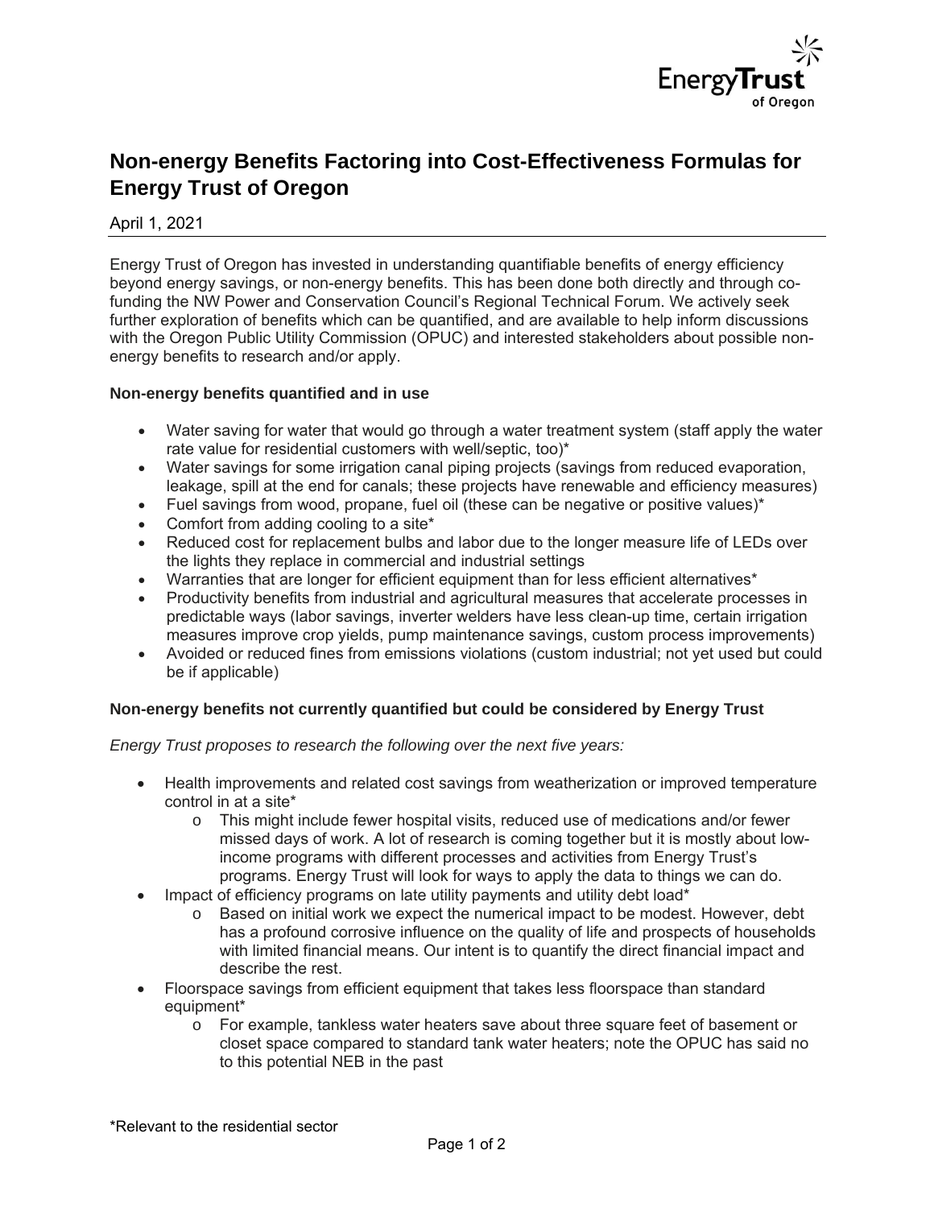# Non-energy Benefits Factoring into Cost-Effectiveness Formulas for Energy Trust of Oregon

April 1, 2021

Energy Trust of Oregon has invested in understanding quantifiable benefits of energy efficiency beyond energy savings, or non-energy benefits. This has been done both directly and through co-funding the NW Power and Conservation Council's Regional Technical Forum. We actively seek further exploration of benefits which can be quantified, and are available to help inform discussions with the Oregon Public Utility Commission (OPUC) and interested stakeholders about possible non-energy benefits to research and/or apply.

**Non-energy benefits quantified and in use**

- Water saving for water that would go through a water treatment system (staff apply the water rate value for residential customers with well/septic, too)*
- Water savings for some irrigation canal piping projects (savings from reduced evaporation, leakage, spill at the end for canals; these projects have renewable and efficiency measures)
- Fuel savings from wood, propane, fuel oil (these can be negative or positive values)*
- Comfort from adding cooling to a site*
- Reduced cost for replacement bulbs and labor due to the longer measure life of LEDs over the lights they replace in commercial and industrial settings
- Warranties that are longer for efficient equipment than for less efficient alternatives*
- Productivity benefits from industrial and agricultural measures that accelerate processes in predictable ways (labor savings, inverter welders have less clean-up time, certain irrigation measures improve crop yields, pump maintenance savings, custom process improvements)
- Avoided or reduced fines from emissions violations (custom industrial; not yet used but could be if applicable)

**Non-energy benefits not currently quantified but could be considered by Energy Trust**

*Energy Trust proposes to research the following over the next five years:*

- Health improvements and related cost savings from weatherization or improved temperature control in at a site*
  - This might include fewer hospital visits, reduced use of medications and/or fewer missed days of work. A lot of research is coming together but it is mostly about low-income programs with different processes and activities from Energy Trust's programs. Energy Trust will look for ways to apply the data to things we can do.
- Impact of efficiency programs on late utility payments and utility debt load*
  - Based on initial work we expect the numerical impact to be modest. However, debt has a profound corrosive influence on the quality of life and prospects of households with limited financial means. Our intent is to quantify the direct financial impact and describe the rest.
- Floorspace savings from efficient equipment that takes less floorspace than standard equipment*
  - For example, tankless water heaters save about three square feet of basement or closet space compared to standard tank water heaters; note the OPUC has said no to this potential NEB in the past

*Relevant to the residential sector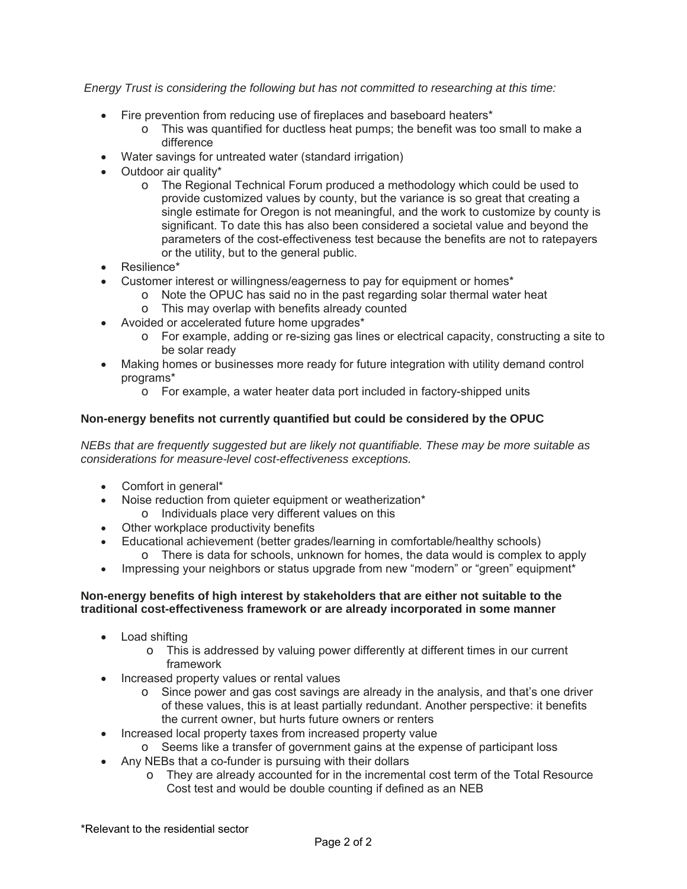*Energy Trust is considering the following but has not committed to researching at this time:*

- Fire prevention from reducing use of fireplaces and baseboard heaters*
  - This was quantified for ductless heat pumps; the benefit was too small to make a difference
- Water savings for untreated water (standard irrigation)
- Outdoor air quality*
  - The Regional Technical Forum produced a methodology which could be used to provide customized values by county, but the variance is so great that creating a single estimate for Oregon is not meaningful, and the work to customize by county is significant. To date this has also been considered a societal value and beyond the parameters of the cost-effectiveness test because the benefits are not to ratepayers or the utility, but to the general public.
- Resilience*
- Customer interest or willingness/eagerness to pay for equipment or homes*
  - Note the OPUC has said no in the past regarding solar thermal water heat
  - This may overlap with benefits already counted
- Avoided or accelerated future home upgrades*
  - For example, adding or re-sizing gas lines or electrical capacity, constructing a site to be solar ready
- Making homes or businesses more ready for future integration with utility demand control programs*
  - For example, a water heater data port included in factory-shipped units

**Non-energy benefits not currently quantified but could be considered by the OPUC**

*NEBs that are frequently suggested but are likely not quantifiable. These may be more suitable as considerations for measure-level cost-effectiveness exceptions.*

- Comfort in general*
- Noise reduction from quieter equipment or weatherization*
  - Individuals place very different values on this
- Other workplace productivity benefits
- Educational achievement (better grades/learning in comfortable/healthy schools)
  - There is data for schools, unknown for homes, the data would is complex to apply
- Impressing your neighbors or status upgrade from new "modern" or "green" equipment*

**Non-energy benefits of high interest by stakeholders that are either not suitable to the traditional cost-effectiveness framework or are already incorporated in some manner**

- Load shifting
  - This is addressed by valuing power differently at different times in our current framework
- Increased property values or rental values
  - Since power and gas cost savings are already in the analysis, and that's one driver of these values, this is at least partially redundant. Another perspective: it benefits the current owner, but hurts future owners or renters
- Increased local property taxes from increased property value
  - Seems like a transfer of government gains at the expense of participant loss
- Any NEBs that a co-funder is pursuing with their dollars
  - They are already accounted for in the incremental cost term of the Total Resource Cost test and would be double counting if defined as an NEB

*Relevant to the residential sector